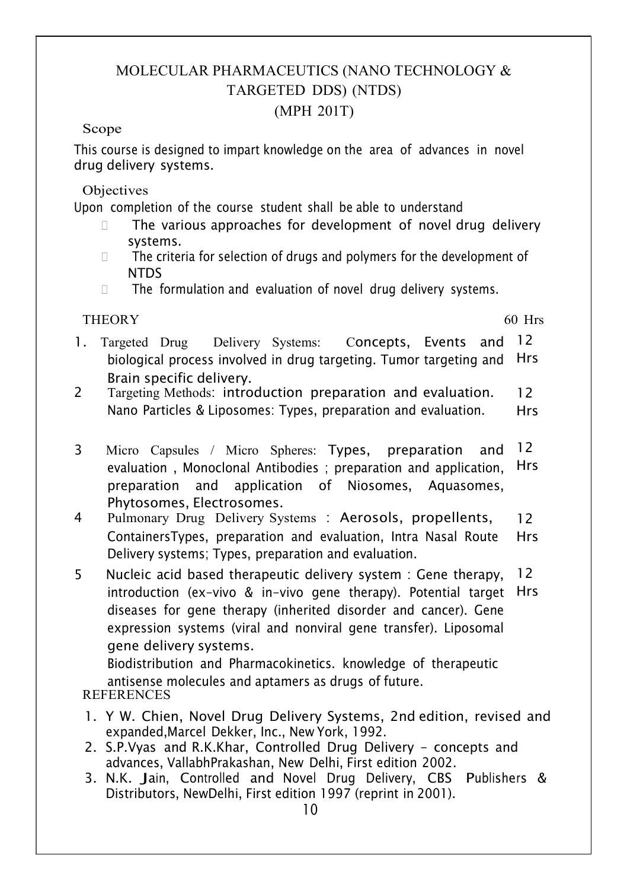# MOLECULAR PHARMACEUTICS (NANO TECHNOLOGY & TARGETED DDS) (NTDS)

## (MPH 201T)

### Scope

This course is designed to impart knowledge on the area of advances in novel drug delivery systems.

### Objectives

Upon completion of the course student shall be able to understand

- The various approaches for development of novel drug delivery systems.
- The criteria for selection of drugs and polymers for the development of NTDS
- The formulation and evaluation of novel drug delivery systems.

| THEORY | | 60 Hrs |
|---|---|---|
| 1. | Targeted Drug Delivery Systems: Concepts, Events and biological process involved in drug targeting. Tumor targeting and Brain specific delivery. | 12 Hrs |
| 2 | Targeting Methods: introduction preparation and evaluation. Nano Particles & Liposomes: Types, preparation and evaluation. | 12 Hrs |
| 3 | Micro Capsules / Micro Spheres: Types, preparation and evaluation , Monoclonal Antibodies ; preparation and application, preparation and application of Niosomes, Aquasomes, Phytosomes, Electrosomes. | 12 Hrs |
| 4 | Pulmonary Drug Delivery Systems : Aerosols, propellents, ContainersTypes, preparation and evaluation, Intra Nasal Route Delivery systems; Types, preparation and evaluation. | 12 Hrs |
| 5 | Nucleic acid based therapeutic delivery system : Gene therapy, introduction (ex-vivo & in-vivo gene therapy). Potential target diseases for gene therapy (inherited disorder and cancer). Gene expression systems (viral and nonviral gene transfer). Liposomal gene delivery systems. Biodistribution and Pharmacokinetics. knowledge of therapeutic antisense molecules and aptamers as drugs of future. | 12 Hrs |

### REFERENCES

1. Y W. Chien, Novel Drug Delivery Systems, 2nd edition, revised and expanded,Marcel Dekker, Inc., New York, 1992.
2. S.P.Vyas and R.K.Khar, Controlled Drug Delivery - concepts and advances, VallabhPrakashan, New Delhi, First edition 2002.
3. N.K. Jain, Controlled and Novel Drug Delivery, CBS Publishers & Distributors, NewDelhi, First edition 1997 (reprint in 2001).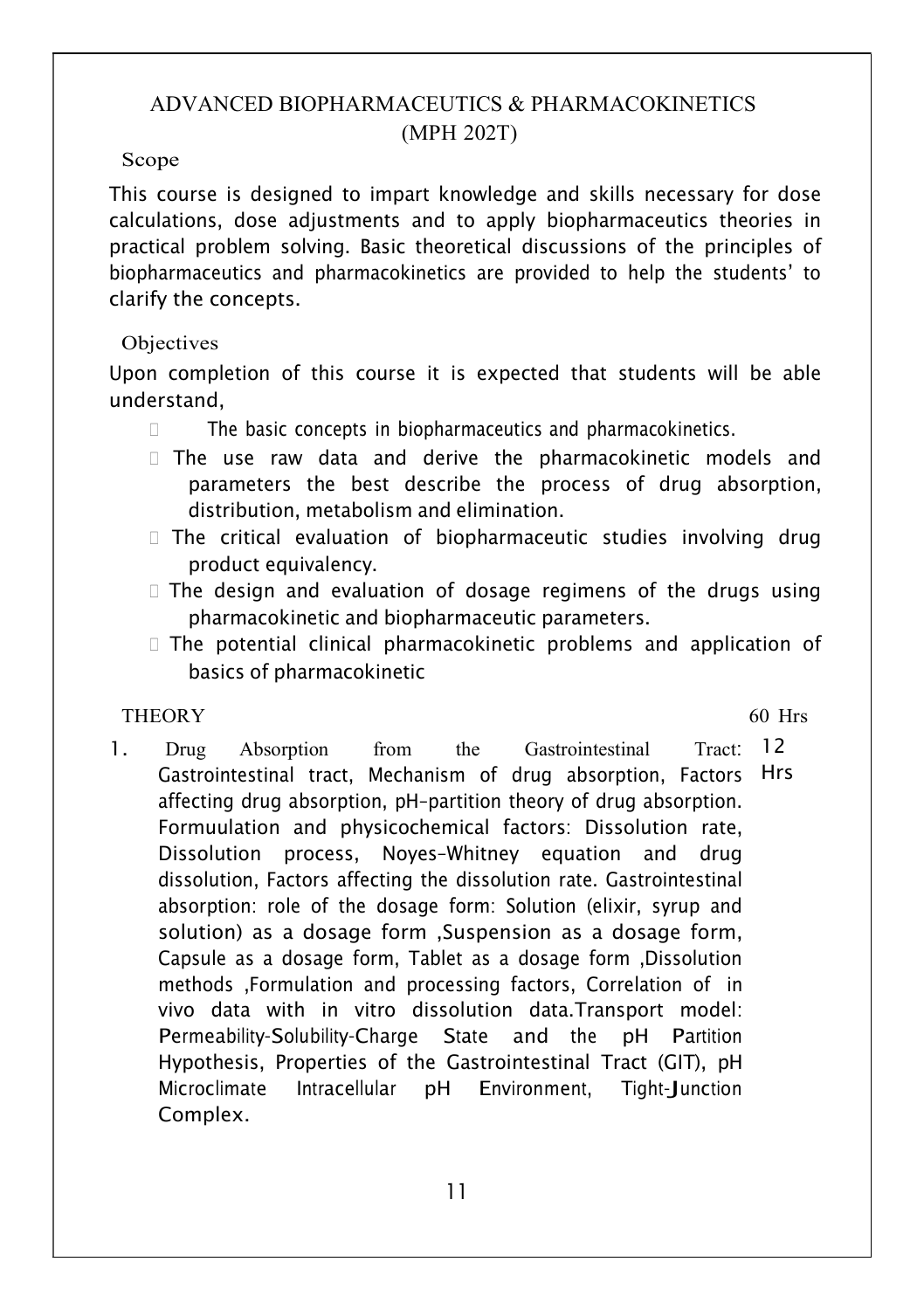# ADVANCED BIOPHARMACEUTICS & PHARMACOKINETICS (MPH 202T)

## Scope

This course is designed to impart knowledge and skills necessary for dose calculations, dose adjustments and to apply biopharmaceutics theories in practical problem solving. Basic theoretical discussions of the principles of biopharmaceutics and pharmacokinetics are provided to help the students' to clarify the concepts.

## Objectives

Upon completion of this course it is expected that students will be able understand,

- The basic concepts in biopharmaceutics and pharmacokinetics.
- The use raw data and derive the pharmacokinetic models and parameters the best describe the process of drug absorption, distribution, metabolism and elimination.
- The critical evaluation of biopharmaceutic studies involving drug product equivalency.
- The design and evaluation of dosage regimens of the drugs using pharmacokinetic and biopharmaceutic parameters.
- The potential clinical pharmacokinetic problems and application of basics of pharmacokinetic

## THEORY — 60 Hrs

1. Drug Absorption from the Gastrointestinal Tract: Gastrointestinal tract, Mechanism of drug absorption, Factors affecting drug absorption, pH–partition theory of drug absorption. Formuulation and physicochemical factors: Dissolution rate, Dissolution process, Noyes–Whitney equation and drug dissolution, Factors affecting the dissolution rate. Gastrointestinal absorption: role of the dosage form: Solution (elixir, syrup and solution) as a dosage form ,Suspension as a dosage form, Capsule as a dosage form, Tablet as a dosage form ,Dissolution methods ,Formulation and processing factors, Correlation of in vivo data with in vitro dissolution data.Transport model: Permeability-Solubility-Charge State and the pH Partition Hypothesis, Properties of the Gastrointestinal Tract (GIT), pH Microclimate Intracellular pH Environment, Tight-Junction Complex. — 12 Hrs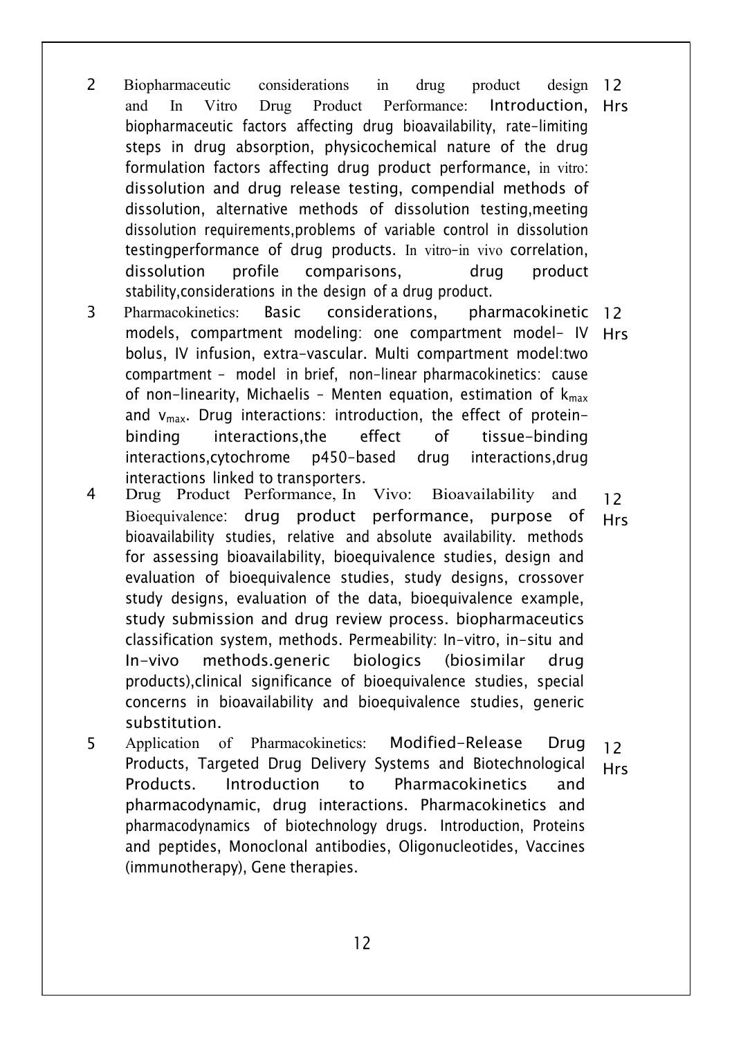| | | |
|---|---|---|
| 2 | Biopharmaceutic considerations in drug product design and In Vitro Drug Product Performance: Introduction, biopharmaceutic factors affecting drug bioavailability, rate-limiting steps in drug absorption, physicochemical nature of the drug formulation factors affecting drug product performance, in vitro: dissolution and drug release testing, compendial methods of dissolution, alternative methods of dissolution testing,meeting dissolution requirements,problems of variable control in dissolution testingperformance of drug products. In vitro-in vivo correlation, dissolution profile comparisons, drug product stability,considerations in the design of a drug product. | 12 Hrs |
| 3 | Pharmacokinetics: Basic considerations, pharmacokinetic models, compartment modeling: one compartment model- IV bolus, IV infusion, extra-vascular. Multi compartment model:two compartment - model in brief, non-linear pharmacokinetics: cause of non-linearity, Michaelis – Menten equation, estimation of $k_{max}$ and $v_{max}$. Drug interactions: introduction, the effect of protein-binding interactions,the effect of tissue-binding interactions,cytochrome p450-based drug interactions,drug interactions linked to transporters. | 12 Hrs |
| 4 | Drug Product Performance, In Vivo: Bioavailability and Bioequivalence: drug product performance, purpose of bioavailability studies, relative and absolute availability. methods for assessing bioavailability, bioequivalence studies, design and evaluation of bioequivalence studies, study designs, crossover study designs, evaluation of the data, bioequivalence example, study submission and drug review process. biopharmaceutics classification system, methods. Permeability: In-vitro, in-situ and In-vivo methods.generic biologics (biosimilar drug products),clinical significance of bioequivalence studies, special concerns in bioavailability and bioequivalence studies, generic substitution. | 12 Hrs |
| 5 | Application of Pharmacokinetics: Modified-Release Drug Products, Targeted Drug Delivery Systems and Biotechnological Products. Introduction to Pharmacokinetics and pharmacodynamic, drug interactions. Pharmacokinetics and pharmacodynamics of biotechnology drugs. Introduction, Proteins and peptides, Monoclonal antibodies, Oligonucleotides, Vaccines (immunotherapy), Gene therapies. | 12 Hrs |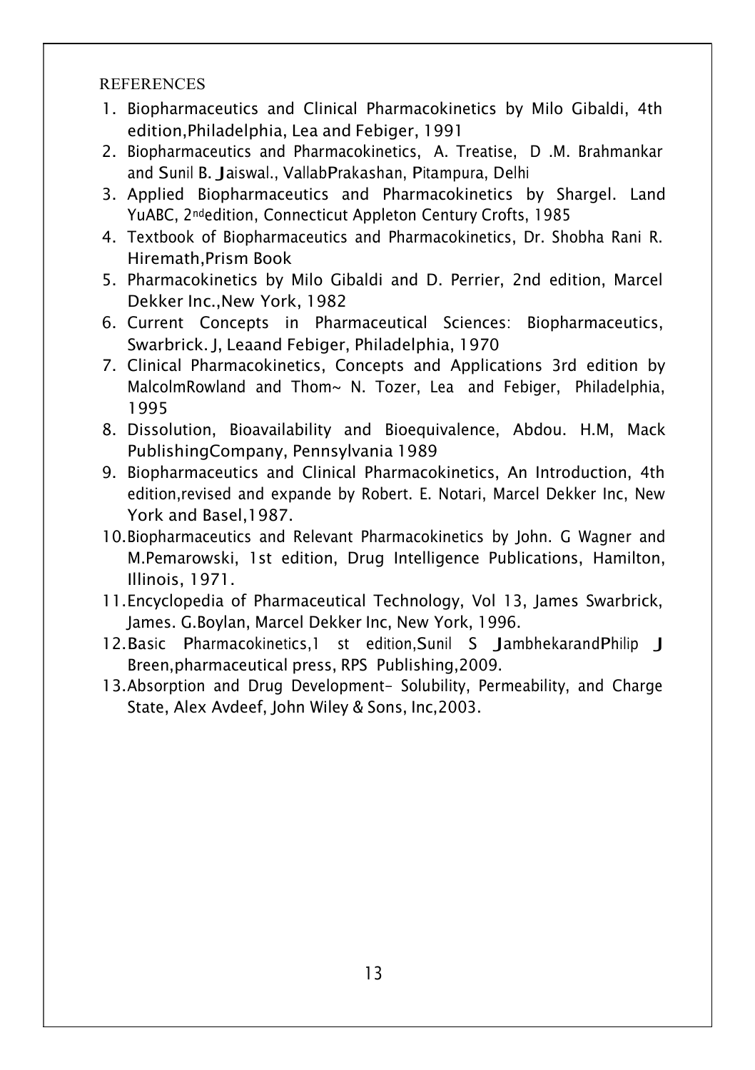REFERENCES

1. Biopharmaceutics and Clinical Pharmacokinetics by Milo Gibaldi, 4th edition,Philadelphia, Lea and Febiger, 1991
2. Biopharmaceutics and Pharmacokinetics, A. Treatise, D .M. Brahmankar and Sunil B. Jaiswal., VallabPrakashan, Pitampura, Delhi
3. Applied Biopharmaceutics and Pharmacokinetics by Shargel. Land YuABC, 2ndedition, Connecticut Appleton Century Crofts, 1985
4. Textbook of Biopharmaceutics and Pharmacokinetics, Dr. Shobha Rani R. Hiremath,Prism Book
5. Pharmacokinetics by Milo Gibaldi and D. Perrier, 2nd edition, Marcel Dekker Inc.,New York, 1982
6. Current Concepts in Pharmaceutical Sciences: Biopharmaceutics, Swarbrick. J, Leaand Febiger, Philadelphia, 1970
7. Clinical Pharmacokinetics, Concepts and Applications 3rd edition by MalcolmRowland and Thom~ N. Tozer, Lea and Febiger, Philadelphia, 1995
8. Dissolution, Bioavailability and Bioequivalence, Abdou. H.M, Mack PublishingCompany, Pennsylvania 1989
9. Biopharmaceutics and Clinical Pharmacokinetics, An Introduction, 4th edition,revised and expande by Robert. E. Notari, Marcel Dekker Inc, New York and Basel,1987.
10. Biopharmaceutics and Relevant Pharmacokinetics by John. G Wagner and M.Pemarowski, 1st edition, Drug Intelligence Publications, Hamilton, Illinois, 1971.
11. Encyclopedia of Pharmaceutical Technology, Vol 13, James Swarbrick, James. G.Boylan, Marcel Dekker Inc, New York, 1996.
12. Basic Pharmacokinetics,1 st edition,Sunil S JambhekarandPhilip J Breen,pharmaceutical press, RPS Publishing,2009.
13. Absorption and Drug Development- Solubility, Permeability, and Charge State, Alex Avdeef, John Wiley & Sons, Inc,2003.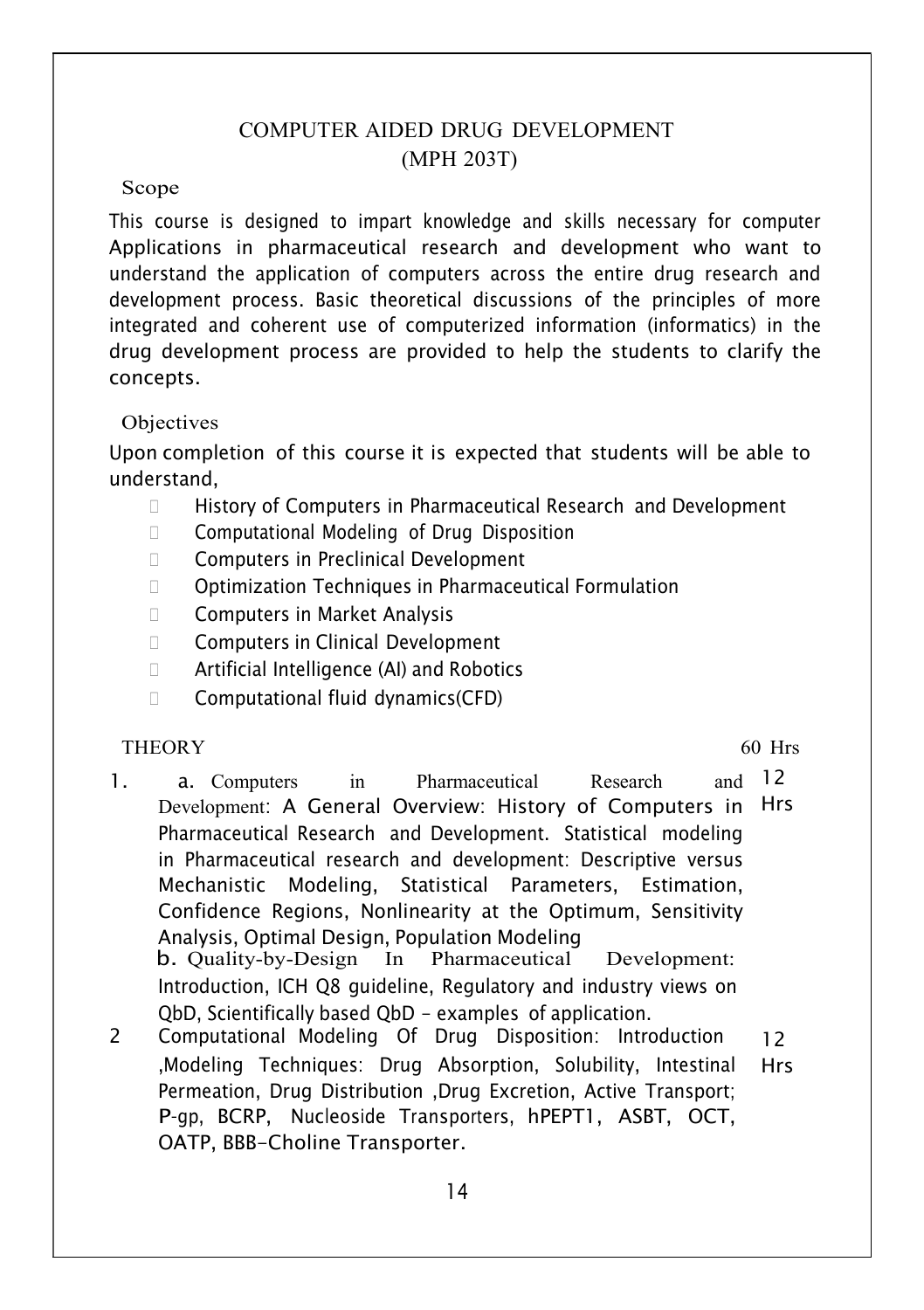# COMPUTER AIDED DRUG DEVELOPMENT
## (MPH 203T)

### Scope

This course is designed to impart knowledge and skills necessary for computer Applications in pharmaceutical research and development who want to understand the application of computers across the entire drug research and development process. Basic theoretical discussions of the principles of more integrated and coherent use of computerized information (informatics) in the drug development process are provided to help the students to clarify the concepts.

### Objectives

Upon completion of this course it is expected that students will be able to understand,

- History of Computers in Pharmaceutical Research and Development
- Computational Modeling of Drug Disposition
- Computers in Preclinical Development
- Optimization Techniques in Pharmaceutical Formulation
- Computers in Market Analysis
- Computers in Clinical Development
- Artificial Intelligence (AI) and Robotics
- Computational fluid dynamics(CFD)

### THEORY — 60 Hrs

| | | |
|---|---|---|
| 1. | **a.** Computers in Pharmaceutical Research and Development: A General Overview: History of Computers in Pharmaceutical Research and Development. Statistical modeling in Pharmaceutical research and development: Descriptive versus Mechanistic Modeling, Statistical Parameters, Estimation, Confidence Regions, Nonlinearity at the Optimum, Sensitivity Analysis, Optimal Design, Population Modeling<br>**b.** Quality-by-Design In Pharmaceutical Development: Introduction, ICH Q8 guideline, Regulatory and industry views on QbD, Scientifically based QbD – examples of application. | 12 Hrs |
| 2 | Computational Modeling Of Drug Disposition: Introduction ,Modeling Techniques: Drug Absorption, Solubility, Intestinal Permeation, Drug Distribution ,Drug Excretion, Active Transport; P-gp, BCRP, Nucleoside Transporters, hPEPT1, ASBT, OCT, OATP, BBB-Choline Transporter. | 12 Hrs |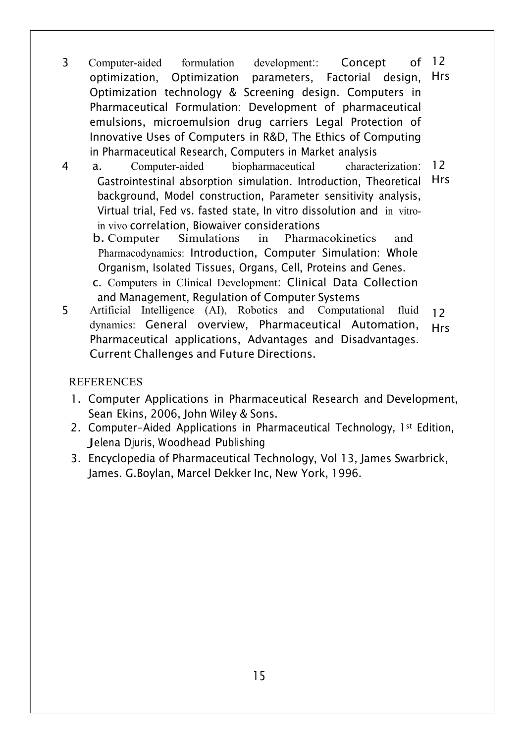| | | |
|---|---|---|
| 3 | Computer-aided formulation development:: Concept of optimization, Optimization parameters, Factorial design, Optimization technology & Screening design. Computers in Pharmaceutical Formulation: Development of pharmaceutical emulsions, microemulsion drug carriers Legal Protection of Innovative Uses of Computers in R&D, The Ethics of Computing in Pharmaceutical Research, Computers in Market analysis | 12 Hrs |
| 4 | a. Computer-aided biopharmaceutical characterization: Gastrointestinal absorption simulation. Introduction, Theoretical background, Model construction, Parameter sensitivity analysis, Virtual trial, Fed vs. fasted state, In vitro dissolution and in vitro-in vivo correlation, Biowaiver considerations<br>b. Computer Simulations in Pharmacokinetics and Pharmacodynamics: Introduction, Computer Simulation: Whole Organism, Isolated Tissues, Organs, Cell, Proteins and Genes.<br>c. Computers in Clinical Development: Clinical Data Collection and Management, Regulation of Computer Systems | 12 Hrs |
| 5 | Artificial Intelligence (AI), Robotics and Computational fluid dynamics: General overview, Pharmaceutical Automation, Pharmaceutical applications, Advantages and Disadvantages. Current Challenges and Future Directions. | 12 Hrs |

REFERENCES

1. Computer Applications in Pharmaceutical Research and Development, Sean Ekins, 2006, John Wiley & Sons.
2. Computer-Aided Applications in Pharmaceutical Technology, 1st Edition, Jelena Djuris, Woodhead Publishing
3. Encyclopedia of Pharmaceutical Technology, Vol 13, James Swarbrick, James. G.Boylan, Marcel Dekker Inc, New York, 1996.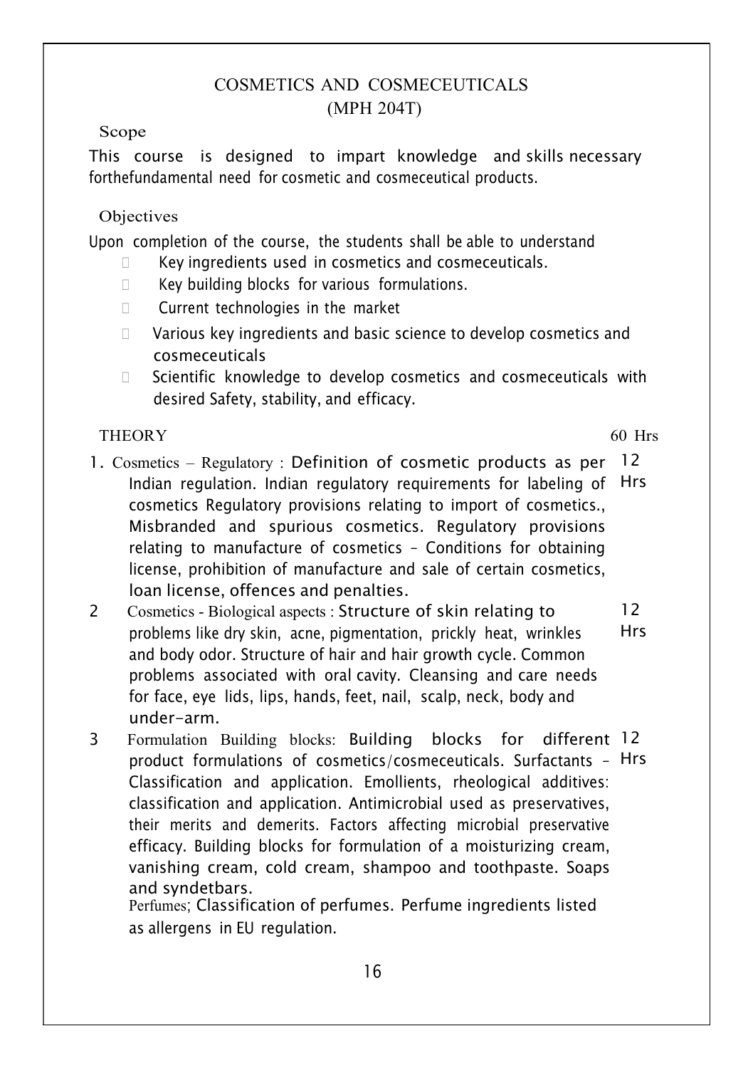# COSMETICS AND COSMECEUTICALS
## (MPH 204T)

### Scope

This course is designed to impart knowledge and skills necessary forthefundamental need for cosmetic and cosmeceutical products.

### Objectives

Upon completion of the course, the students shall be able to understand

- Key ingredients used in cosmetics and cosmeceuticals.
- Key building blocks for various formulations.
- Current technologies in the market
- Various key ingredients and basic science to develop cosmetics and cosmeceuticals
- Scientific knowledge to develop cosmetics and cosmeceuticals with desired Safety, stability, and efficacy.

### THEORY — 60 Hrs

| | | |
|---|---|---|
| 1. | Cosmetics – Regulatory : Definition of cosmetic products as per Indian regulation. Indian regulatory requirements for labeling of cosmetics Regulatory provisions relating to import of cosmetics., Misbranded and spurious cosmetics. Regulatory provisions relating to manufacture of cosmetics – Conditions for obtaining license, prohibition of manufacture and sale of certain cosmetics, loan license, offences and penalties. | 12 Hrs |
| 2 | Cosmetics - Biological aspects : Structure of skin relating to problems like dry skin, acne, pigmentation, prickly heat, wrinkles and body odor. Structure of hair and hair growth cycle. Common problems associated with oral cavity. Cleansing and care needs for face, eye lids, lips, hands, feet, nail, scalp, neck, body and under-arm. | 12 Hrs |
| 3 | Formulation Building blocks: Building blocks for different product formulations of cosmetics/cosmeceuticals. Surfactants – Classification and application. Emollients, rheological additives: classification and application. Antimicrobial used as preservatives, their merits and demerits. Factors affecting microbial preservative efficacy. Building blocks for formulation of a moisturizing cream, vanishing cream, cold cream, shampoo and toothpaste. Soaps and syndetbars.<br>Perfumes; Classification of perfumes. Perfume ingredients listed as allergens in EU regulation. | 12 Hrs |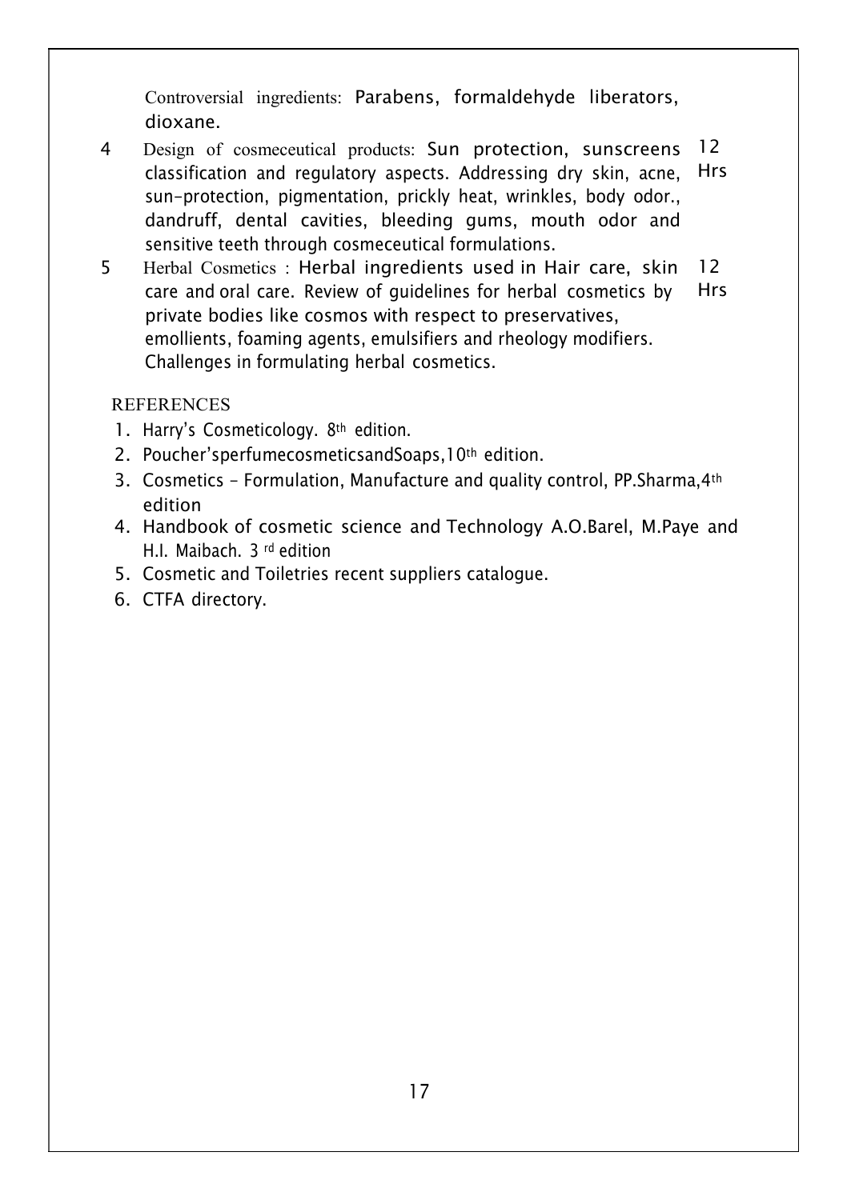Controversial ingredients: Parabens, formaldehyde liberators, dioxane.

| | | |
|---|---|---|
| 4 | Design of cosmeceutical products: Sun protection, sunscreens classification and regulatory aspects. Addressing dry skin, acne, sun-protection, pigmentation, prickly heat, wrinkles, body odor., dandruff, dental cavities, bleeding gums, mouth odor and sensitive teeth through cosmeceutical formulations. | 12 Hrs |
| 5 | Herbal Cosmetics : Herbal ingredients used in Hair care, skin care and oral care. Review of guidelines for herbal cosmetics by private bodies like cosmos with respect to preservatives, emollients, foaming agents, emulsifiers and rheology modifiers. Challenges in formulating herbal cosmetics. | 12 Hrs |

REFERENCES

1. Harry's Cosmeticology. 8th edition.
2. Poucher'sperfumecosmeticsandSoaps,10th edition.
3. Cosmetics – Formulation, Manufacture and quality control, PP.Sharma,4th edition
4. Handbook of cosmetic science and Technology A.O.Barel, M.Paye and H.I. Maibach. 3 rd edition
5. Cosmetic and Toiletries recent suppliers catalogue.
6. CTFA directory.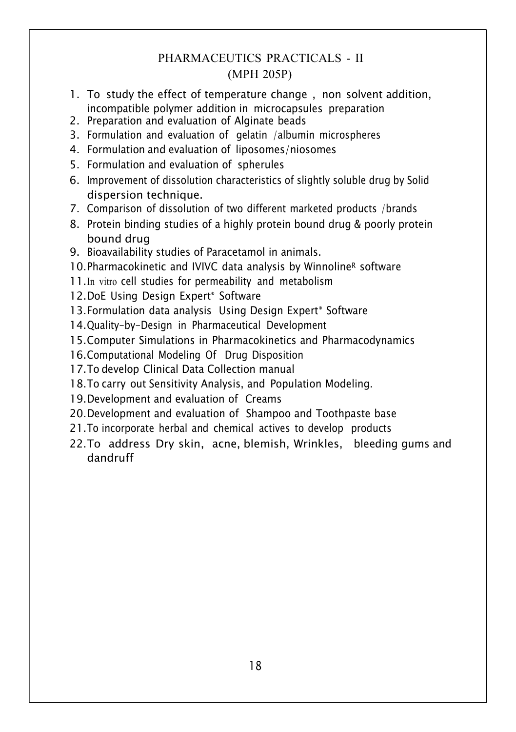# PHARMACEUTICS PRACTICALS - II
## (MPH 205P)

1. To study the effect of temperature change , non solvent addition, incompatible polymer addition in microcapsules preparation
2. Preparation and evaluation of Alginate beads
3. Formulation and evaluation of gelatin /albumin microspheres
4. Formulation and evaluation of liposomes/niosomes
5. Formulation and evaluation of spherules
6. Improvement of dissolution characteristics of slightly soluble drug by Solid dispersion technique.
7. Comparison of dissolution of two different marketed products /brands
8. Protein binding studies of a highly protein bound drug & poorly protein bound drug
9. Bioavailability studies of Paracetamol in animals.
10. Pharmacokinetic and IVIVC data analysis by Winnoline[R] software
11. *In vitro* cell studies for permeability and metabolism
12. DoE Using Design Expert® Software
13. Formulation data analysis Using Design Expert® Software
14. Quality-by-Design in Pharmaceutical Development
15. Computer Simulations in Pharmacokinetics and Pharmacodynamics
16. Computational Modeling Of Drug Disposition
17. To develop Clinical Data Collection manual
18. To carry out Sensitivity Analysis, and Population Modeling.
19. Development and evaluation of Creams
20. Development and evaluation of Shampoo and Toothpaste base
21. To incorporate herbal and chemical actives to develop products
22. To address Dry skin, acne, blemish, Wrinkles, bleeding gums and dandruff